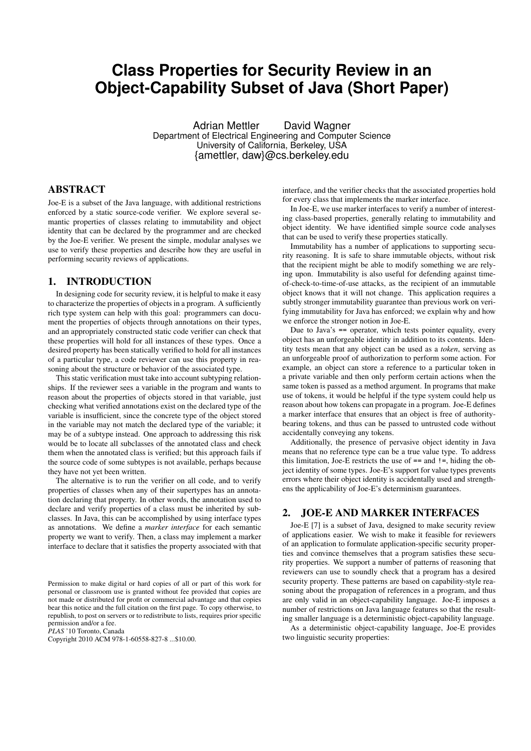# Class Properties for Security Review in an Object-Capability Subset of Java (Short Paper)

Adrian Mettler David Wagner
Department of Electrical Engineering and Computer Science
University of California, Berkeley, USA
{amettler, daw}@cs.berkeley.edu

## ABSTRACT

Joe-E is a subset of the Java language, with additional restrictions enforced by a static source-code verifier. We explore several semantic properties of classes relating to immutability and object identity that can be declared by the programmer and are checked by the Joe-E verifier. We present the simple, modular analyses we use to verify these properties and describe how they are useful in performing security reviews of applications.

## 1. INTRODUCTION

In designing code for security review, it is helpful to make it easy to characterize the properties of objects in a program. A sufficiently rich type system can help with this goal: programmers can document the properties of objects through annotations on their types, and an appropriately constructed static code verifier can check that these properties will hold for all instances of these types. Once a desired property has been statically verified to hold for all instances of a particular type, a code reviewer can use this property in reasoning about the structure or behavior of the associated type.

This static verification must take into account subtyping relationships. If the reviewer sees a variable in the program and wants to reason about the properties of objects stored in that variable, just checking what verified annotations exist on the declared type of the variable is insufficient, since the concrete type of the object stored in the variable may not match the declared type of the variable; it may be of a subtype instead. One approach to addressing this risk would be to locate all subclasses of the annotated class and check them when the annotated class is verified; but this approach fails if the source code of some subtypes is not available, perhaps because they have not yet been written.

The alternative is to run the verifier on all code, and to verify properties of classes when any of their supertypes has an annotation declaring that property. In other words, the annotation used to declare and verify properties of a class must be inherited by subclasses. In Java, this can be accomplished by using interface types as annotations. We define a *marker interface* for each semantic property we want to verify. Then, a class may implement a marker interface to declare that it satisfies the property associated with that interface, and the verifier checks that the associated properties hold for every class that implements the marker interface.

In Joe-E, we use marker interfaces to verify a number of interesting class-based properties, generally relating to immutability and object identity. We have identified simple source code analyses that can be used to verify these properties statically.

Immutability has a number of applications to supporting security reasoning. It is safe to share immutable objects, without risk that the recipient might be able to modify something we are relying upon. Immutability is also useful for defending against time-of-check-to-time-of-use attacks, as the recipient of an immutable object knows that it will not change. This application requires a subtly stronger immutability guarantee than previous work on verifying immutability for Java has enforced; we explain why and how we enforce the stronger notion in Joe-E.

Due to Java's `==` operator, which tests pointer equality, every object has an unforgeable identity in addition to its contents. Identity tests mean that any object can be used as a *token*, serving as an unforgeable proof of authorization to perform some action. For example, an object can store a reference to a particular token in a private variable and then only perform certain actions when the same token is passed as a method argument. In programs that make use of tokens, it would be helpful if the type system could help us reason about how tokens can propagate in a program. Joe-E defines a marker interface that ensures that an object is free of authority-bearing tokens, and thus can be passed to untrusted code without accidentally conveying any tokens.

Additionally, the presence of pervasive object identity in Java means that no reference type can be a true value type. To address this limitation, Joe-E restricts the use of `==` and `!=`, hiding the object identity of some types. Joe-E's support for value types prevents errors where their object identity is accidentally used and strengthens the applicability of Joe-E's determinism guarantees.

## 2. JOE-E AND MARKER INTERFACES

Joe-E [7] is a subset of Java, designed to make security review of applications easier. We wish to make it feasible for reviewers of an application to formulate application-specific security properties and convince themselves that a program satisfies these security properties. We support a number of patterns of reasoning that reviewers can use to soundly check that a program has a desired security property. These patterns are based on capability-style reasoning about the propagation of references in a program, and thus are only valid in an object-capability language. Joe-E imposes a number of restrictions on Java language features so that the resulting smaller language is a deterministic object-capability language.

As a deterministic object-capability language, Joe-E provides two linguistic security properties:

Permission to make digital or hard copies of all or part of this work for personal or classroom use is granted without fee provided that copies are not made or distributed for profit or commercial advantage and that copies bear this notice and the full citation on the first page. To copy otherwise, to republish, to post on servers or to redistribute to lists, requires prior specific permission and/or a fee.
*PLAS* '10 Toronto, Canada
Copyright 2010 ACM 978-1-60558-827-8 ...$10.00.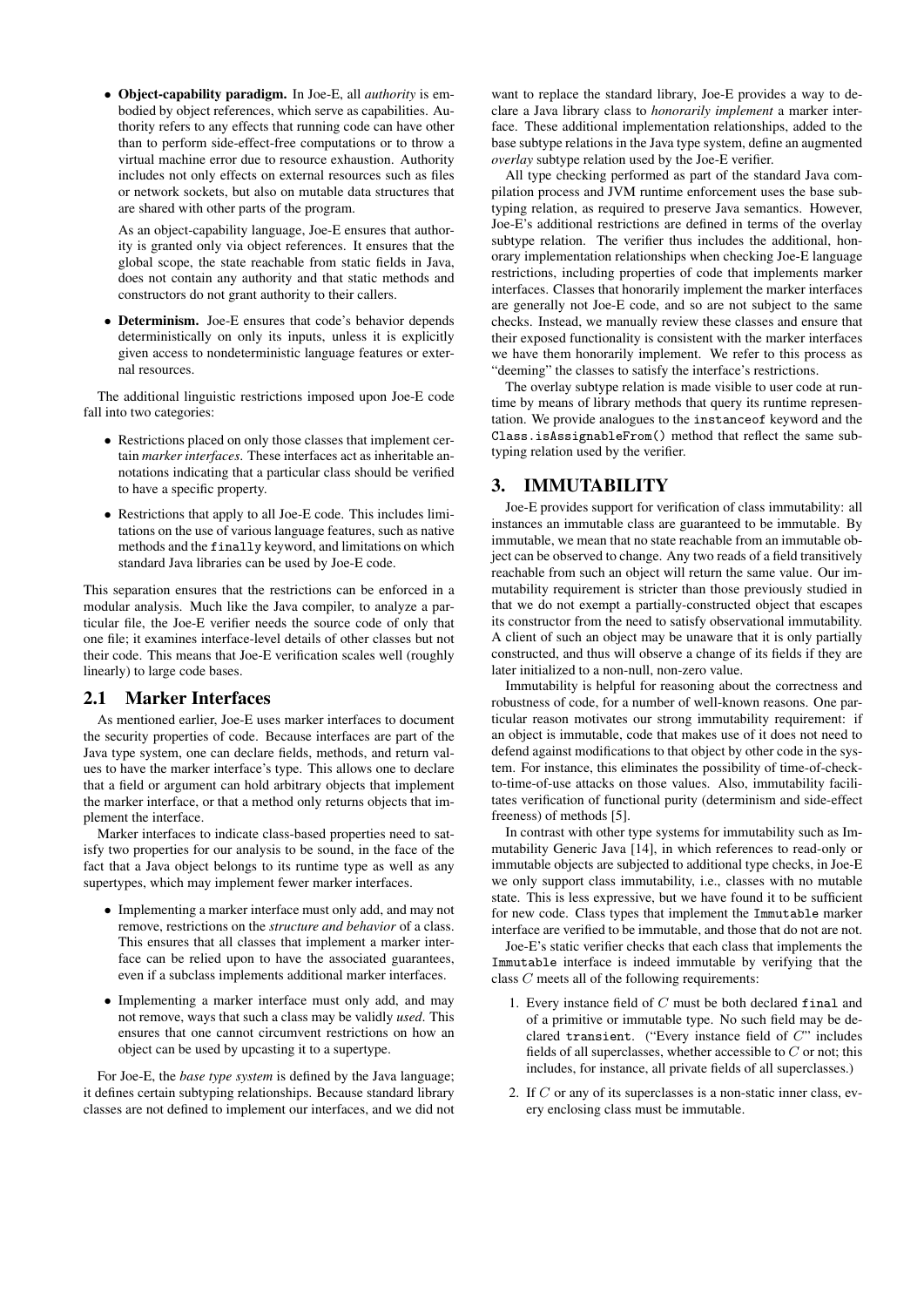- **Object-capability paradigm.** In Joe-E, all *authority* is embodied by object references, which serve as capabilities. Authority refers to any effects that running code can have other than to perform side-effect-free computations or to throw a virtual machine error due to resource exhaustion. Authority includes not only effects on external resources such as files or network sockets, but also on mutable data structures that are shared with other parts of the program.

  As an object-capability language, Joe-E ensures that authority is granted only via object references. It ensures that the global scope, the state reachable from static fields in Java, does not contain any authority and that static methods and constructors do not grant authority to their callers.

- **Determinism.** Joe-E ensures that code's behavior depends deterministically on only its inputs, unless it is explicitly given access to nondeterministic language features or external resources.

The additional linguistic restrictions imposed upon Joe-E code fall into two categories:

- Restrictions placed on only those classes that implement certain *marker interfaces*. These interfaces act as inheritable annotations indicating that a particular class should be verified to have a specific property.
- Restrictions that apply to all Joe-E code. This includes limitations on the use of various language features, such as native methods and the `finally` keyword, and limitations on which standard Java libraries can be used by Joe-E code.

This separation ensures that the restrictions can be enforced in a modular analysis. Much like the Java compiler, to analyze a particular file, the Joe-E verifier needs the source code of only that one file; it examines interface-level details of other classes but not their code. This means that Joe-E verification scales well (roughly linearly) to large code bases.

## 2.1 Marker Interfaces

As mentioned earlier, Joe-E uses marker interfaces to document the security properties of code. Because interfaces are part of the Java type system, one can declare fields, methods, and return values to have the marker interface's type. This allows one to declare that a field or argument can hold arbitrary objects that implement the marker interface, or that a method only returns objects that implement the interface.

Marker interfaces to indicate class-based properties need to satisfy two properties for our analysis to be sound, in the face of the fact that a Java object belongs to its runtime type as well as any supertypes, which may implement fewer marker interfaces.

- Implementing a marker interface must only add, and may not remove, restrictions on the *structure and behavior* of a class. This ensures that all classes that implement a marker interface can be relied upon to have the associated guarantees, even if a subclass implements additional marker interfaces.
- Implementing a marker interface must only add, and may not remove, ways that such a class may be validly *used*. This ensures that one cannot circumvent restrictions on how an object can be used by upcasting it to a supertype.

For Joe-E, the *base type system* is defined by the Java language; it defines certain subtyping relationships. Because standard library classes are not defined to implement our interfaces, and we did not want to replace the standard library, Joe-E provides a way to declare a Java library class to *honorarily implement* a marker interface. These additional implementation relationships, added to the base subtype relations in the Java type system, define an augmented *overlay* subtype relation used by the Joe-E verifier.

All type checking performed as part of the standard Java compilation process and JVM runtime enforcement uses the base subtyping relation, as required to preserve Java semantics. However, Joe-E's additional restrictions are defined in terms of the overlay subtype relation. The verifier thus includes the additional, honorary implementation relationships when checking Joe-E language restrictions, including properties of code that implements marker interfaces. Classes that honorarily implement the marker interfaces are generally not Joe-E code, and so are not subject to the same checks. Instead, we manually review these classes and ensure that their exposed functionality is consistent with the marker interfaces we have them honorarily implement. We refer to this process as "deeming" the classes to satisfy the interface's restrictions.

The overlay subtype relation is made visible to user code at runtime by means of library methods that query its runtime representation. We provide analogues to the `instanceof` keyword and the `Class.isAssignableFrom()` method that reflect the same subtyping relation used by the verifier.

# 3. IMMUTABILITY

Joe-E provides support for verification of class immutability: all instances an immutable class are guaranteed to be immutable. By immutable, we mean that no state reachable from an immutable object can be observed to change. Any two reads of a field transitively reachable from such an object will return the same value. Our immutability requirement is stricter than those previously studied in that we do not exempt a partially-constructed object that escapes its constructor from the need to satisfy observational immutability. A client of such an object may be unaware that it is only partially constructed, and thus will observe a change of its fields if they are later initialized to a non-null, non-zero value.

Immutability is helpful for reasoning about the correctness and robustness of code, for a number of well-known reasons. One particular reason motivates our strong immutability requirement: if an object is immutable, code that makes use of it does not need to defend against modifications to that object by other code in the system. For instance, this eliminates the possibility of time-of-check-to-time-of-use attacks on those values. Also, immutability facilitates verification of functional purity (determinism and side-effect freeness) of methods [5].

In contrast with other type systems for immutability such as Immutability Generic Java [14], in which references to read-only or immutable objects are subjected to additional type checks, in Joe-E we only support class immutability, i.e., classes with no mutable state. This is less expressive, but we have found it to be sufficient for new code. Class types that implement the `Immutable` marker interface are verified to be immutable, and those that do not are not.

Joe-E's static verifier checks that each class that implements the `Immutable` interface is indeed immutable by verifying that the class $C$ meets all of the following requirements:

1. Every instance field of $C$ must be both declared `final` and of a primitive or immutable type. No such field may be declared `transient`. ("Every instance field of $C$" includes fields of all superclasses, whether accessible to $C$ or not; this includes, for instance, all private fields of all superclasses.)
2. If $C$ or any of its superclasses is a non-static inner class, every enclosing class must be immutable.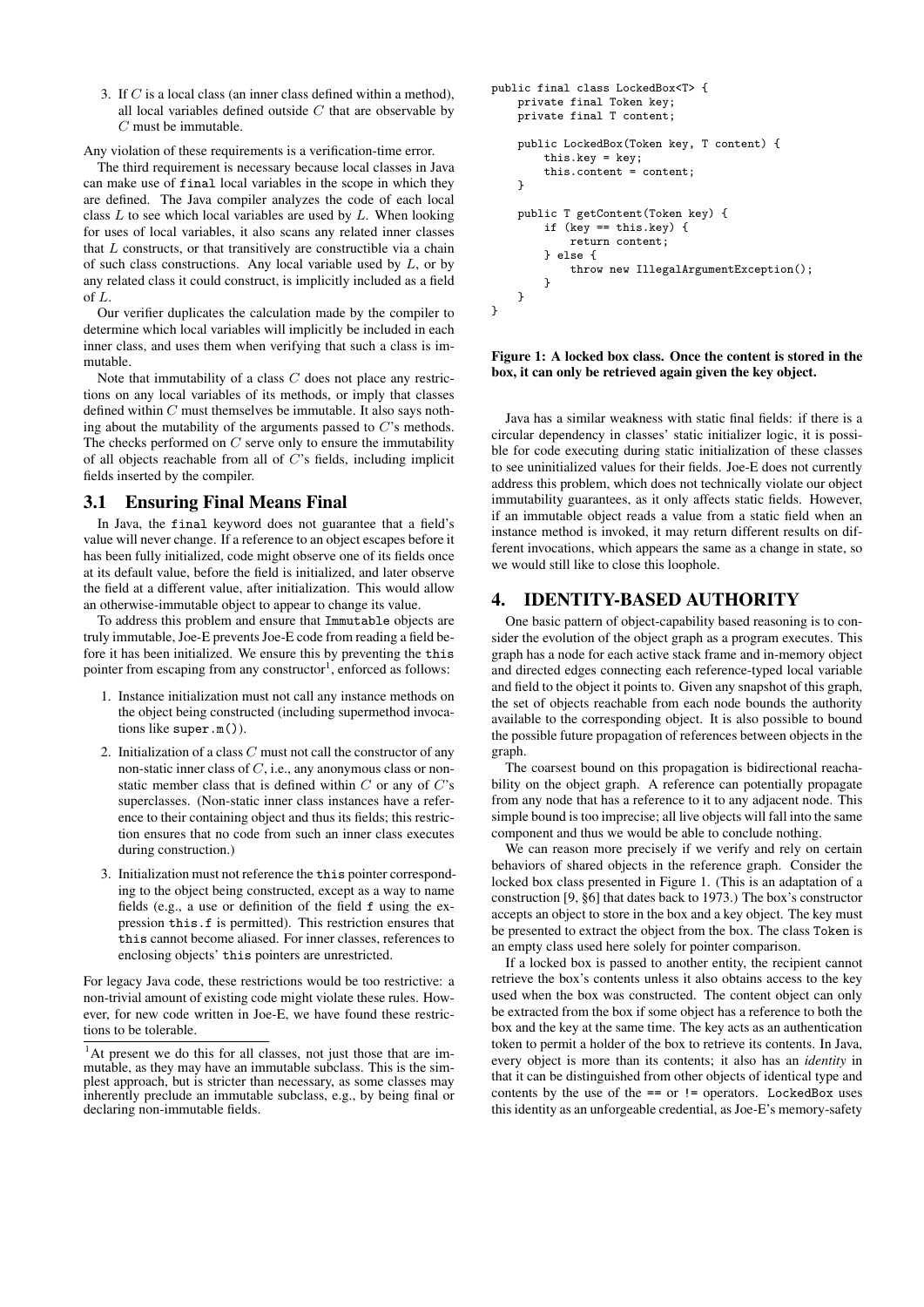3. If $C$ is a local class (an inner class defined within a method), all local variables defined outside $C$ that are observable by $C$ must be immutable.

Any violation of these requirements is a verification-time error.

The third requirement is necessary because local classes in Java can make use of `final` local variables in the scope in which they are defined. The Java compiler analyzes the code of each local class $L$ to see which local variables are used by $L$. When looking for uses of local variables, it also scans any related inner classes that $L$ constructs, or that transitively are constructible via a chain of such class constructions. Any local variable used by $L$, or by any related class it could construct, is implicitly included as a field of $L$.

Our verifier duplicates the calculation made by the compiler to determine which local variables will implicitly be included in each inner class, and uses them when verifying that such a class is immutable.

Note that immutability of a class $C$ does not place any restrictions on any local variables of its methods, or imply that classes defined within $C$ must themselves be immutable. It also says nothing about the mutability of the arguments passed to $C$'s methods. The checks performed on $C$ serve only to ensure the immutability of all objects reachable from all of $C$'s fields, including implicit fields inserted by the compiler.

## 3.1 Ensuring Final Means Final

In Java, the `final` keyword does not guarantee that a field's value will never change. If a reference to an object escapes before it has been fully initialized, code might observe one of its fields once at its default value, before the field is initialized, and later observe the field at a different value, after initialization. This would allow an otherwise-immutable object to appear to change its value.

To address this problem and ensure that `Immutable` objects are truly immutable, Joe-E prevents Joe-E code from reading a field before it has been initialized. We ensure this by preventing the `this` pointer from escaping from any constructor[1], enforced as follows:

1. Instance initialization must not call any instance methods on the object being constructed (including supermethod invocations like `super.m()`).
2. Initialization of a class $C$ must not call the constructor of any non-static inner class of $C$, i.e., any anonymous class or non-static member class that is defined within $C$ or any of $C$'s superclasses. (Non-static inner class instances have a reference to their containing object and thus its fields; this restriction ensures that no code from such an inner class executes during construction.)
3. Initialization must not reference the `this` pointer corresponding to the object being constructed, except as a way to name fields (e.g., a use or definition of the field `f` using the expression `this.f` is permitted). This restriction ensures that `this` cannot become aliased. For inner classes, references to enclosing objects' `this` pointers are unrestricted.

For legacy Java code, these restrictions would be too restrictive: a non-trivial amount of existing code might violate these rules. However, for new code written in Joe-E, we have found these restrictions to be tolerable.

[1]At present we do this for all classes, not just those that are immutable, as they may have an immutable subclass. This is the simplest approach, but is stricter than necessary, as some classes may inherently preclude an immutable subclass, e.g., by being final or declaring non-immutable fields.

```
public final class LockedBox<T> {
    private final Token key;
    private final T content;

    public LockedBox(Token key, T content) {
        this.key = key;
        this.content = content;
    }

    public T getContent(Token key) {
        if (key == this.key) {
            return content;
        } else {
            throw new IllegalArgumentException();
        }
    }
}
```

**Figure 1: A locked box class. Once the content is stored in the box, it can only be retrieved again given the key object.**

Java has a similar weakness with static final fields: if there is a circular dependency in classes' static initializer logic, it is possible for code executing during static initialization of these classes to see uninitialized values for their fields. Joe-E does not currently address this problem, which does not technically violate our object immutability guarantees, as it only affects static fields. However, if an immutable object reads a value from a static field when an instance method is invoked, it may return different results on different invocations, which appears the same as a change in state, so we would still like to close this loophole.

# 4. IDENTITY-BASED AUTHORITY

One basic pattern of object-capability based reasoning is to consider the evolution of the object graph as a program executes. This graph has a node for each active stack frame and in-memory object and directed edges connecting each reference-typed local variable and field to the object it points to. Given any snapshot of this graph, the set of objects reachable from each node bounds the authority available to the corresponding object. It is also possible to bound the possible future propagation of references between objects in the graph.

The coarsest bound on this propagation is bidirectional reachability on the object graph. A reference can potentially propagate from any node that has a reference to it to any adjacent node. This simple bound is too imprecise; all live objects will fall into the same component and thus we would be able to conclude nothing.

We can reason more precisely if we verify and rely on certain behaviors of shared objects in the reference graph. Consider the locked box class presented in Figure 1. (This is an adaptation of a construction [9, §6] that dates back to 1973.) The box's constructor accepts an object to store in the box and a key object. The key must be presented to extract the object from the box. The class `Token` is an empty class used here solely for pointer comparison.

If a locked box is passed to another entity, the recipient cannot retrieve the box's contents unless it also obtains access to the key used when the box was constructed. The content object can only be extracted from the box if some object has a reference to both the box and the key at the same time. The key acts as an authentication token to permit a holder of the box to retrieve its contents. In Java, every object is more than its contents; it also has an *identity* in that it can be distinguished from other objects of identical type and contents by the use of the `==` or `!=` operators. `LockedBox` uses this identity as an unforgeable credential, as Joe-E's memory-safety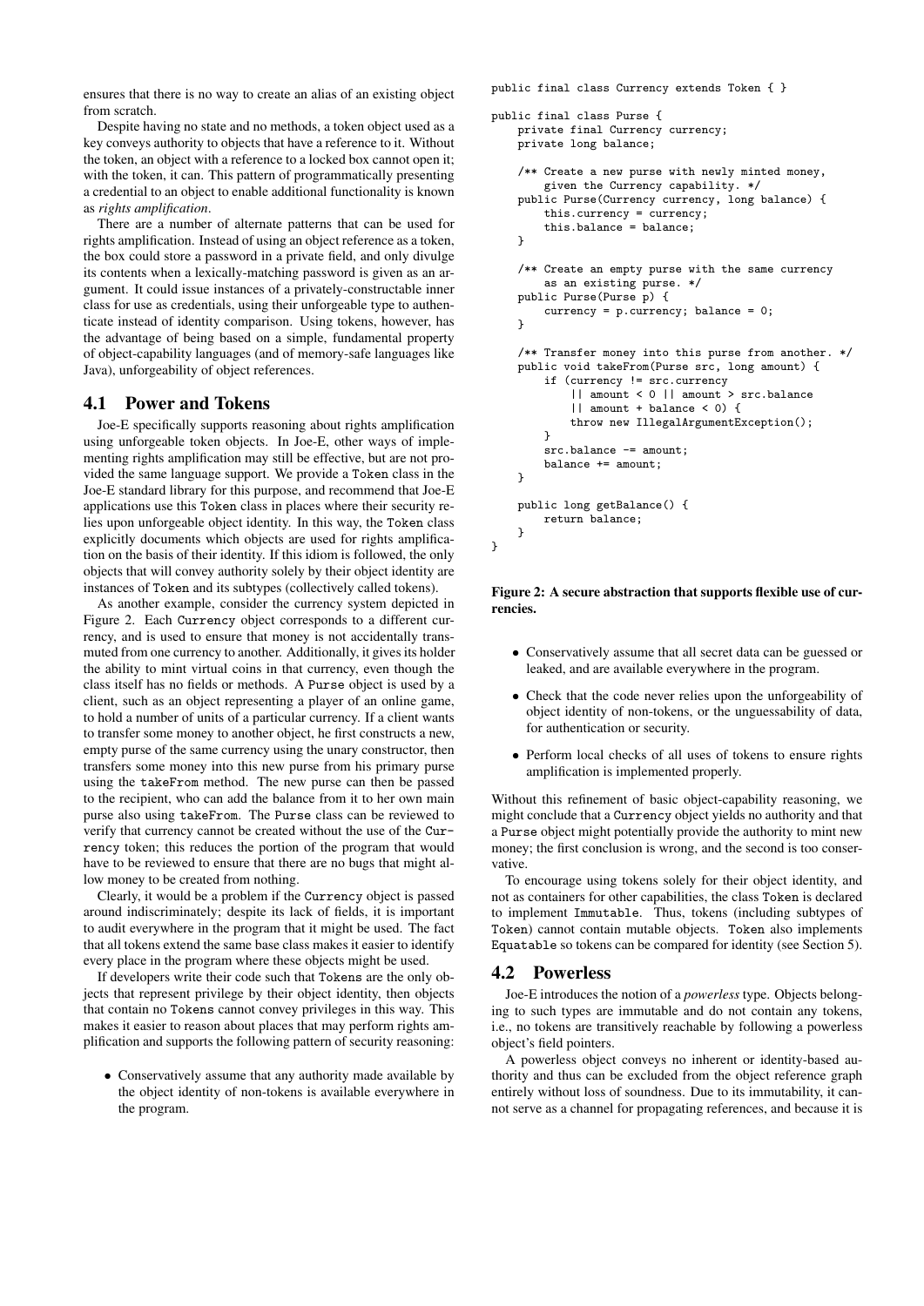ensures that there is no way to create an alias of an existing object from scratch.

Despite having no state and no methods, a token object used as a key conveys authority to objects that have a reference to it. Without the token, an object with a reference to a locked box cannot open it; with the token, it can. This pattern of programmatically presenting a credential to an object to enable additional functionality is known as *rights amplification*.

There are a number of alternate patterns that can be used for rights amplification. Instead of using an object reference as a token, the box could store a password in a private field, and only divulge its contents when a lexically-matching password is given as an argument. It could issue instances of a privately-constructable inner class for use as credentials, using their unforgeable type to authenticate instead of identity comparison. Using tokens, however, has the advantage of being based on a simple, fundamental property of object-capability languages (and of memory-safe languages like Java), unforgeability of object references.

## 4.1 Power and Tokens

Joe-E specifically supports reasoning about rights amplification using unforgeable token objects. In Joe-E, other ways of implementing rights amplification may still be effective, but are not provided the same language support. We provide a `Token` class in the Joe-E standard library for this purpose, and recommend that Joe-E applications use this `Token` class in places where their security relies upon unforgeable object identity. In this way, the `Token` class explicitly documents which objects are used for rights amplification on the basis of their identity. If this idiom is followed, the only objects that will convey authority solely by their object identity are instances of `Token` and its subtypes (collectively called tokens).

As another example, consider the currency system depicted in Figure 2. Each `Currency` object corresponds to a different currency, and is used to ensure that money is not accidentally transmuted from one currency to another. Additionally, it gives its holder the ability to mint virtual coins in that currency, even though the class itself has no fields or methods. A `Purse` object is used by a client, such as an object representing a player of an online game, to hold a number of units of a particular currency. If a client wants to transfer some money to another object, he first constructs a new, empty purse of the same currency using the unary constructor, then transfers some money into this new purse from his primary purse using the `takeFrom` method. The new purse can then be passed to the recipient, who can add the balance from it to her own main purse also using `takeFrom`. The `Purse` class can be reviewed to verify that currency cannot be created without the use of the `Currency` token; this reduces the portion of the program that would have to be reviewed to ensure that there are no bugs that might allow money to be created from nothing.

Clearly, it would be a problem if the `Currency` object is passed around indiscriminately; despite its lack of fields, it is important to audit everywhere in the program that it might be used. The fact that all tokens extend the same base class makes it easier to identify every place in the program where these objects might be used.

If developers write their code such that `Token`s are the only objects that represent privilege by their object identity, then objects that contain no `Token`s cannot convey privileges in this way. This makes it easier to reason about places that may perform rights amplification and supports the following pattern of security reasoning:

- Conservatively assume that any authority made available by the object identity of non-tokens is available everywhere in the program.

```
public final class Currency extends Token { }

public final class Purse {
    private final Currency currency;
    private long balance;

    /** Create a new purse with newly minted money,
        given the Currency capability. */
    public Purse(Currency currency, long balance) {
        this.currency = currency;
        this.balance = balance;
    }

    /** Create an empty purse with the same currency
        as an existing purse. */
    public Purse(Purse p) {
        currency = p.currency; balance = 0;
    }

    /** Transfer money into this purse from another. */
    public void takeFrom(Purse src, long amount) {
        if (currency != src.currency
            || amount < 0 || amount > src.balance
            || amount + balance < 0) {
            throw new IllegalArgumentException();
        }
        src.balance -= amount;
        balance += amount;
    }

    public long getBalance() {
        return balance;
    }
}
```

**Figure 2: A secure abstraction that supports flexible use of currencies.**

- Conservatively assume that all secret data can be guessed or leaked, and are available everywhere in the program.
- Check that the code never relies upon the unforgeability of object identity of non-tokens, or the unguessability of data, for authentication or security.
- Perform local checks of all uses of tokens to ensure rights amplification is implemented properly.

Without this refinement of basic object-capability reasoning, we might conclude that a `Currency` object yields no authority and that a `Purse` object might potentially provide the authority to mint new money; the first conclusion is wrong, and the second is too conservative.

To encourage using tokens solely for their object identity, and not as containers for other capabilities, the class `Token` is declared to implement `Immutable`. Thus, tokens (including subtypes of `Token`) cannot contain mutable objects. `Token` also implements `Equatable` so tokens can be compared for identity (see Section 5).

## 4.2 Powerless

Joe-E introduces the notion of a *powerless* type. Objects belonging to such types are immutable and do not contain any tokens, i.e., no tokens are transitively reachable by following a powerless object's field pointers.

A powerless object conveys no inherent or identity-based authority and thus can be excluded from the object reference graph entirely without loss of soundness. Due to its immutability, it cannot serve as a channel for propagating references, and because it is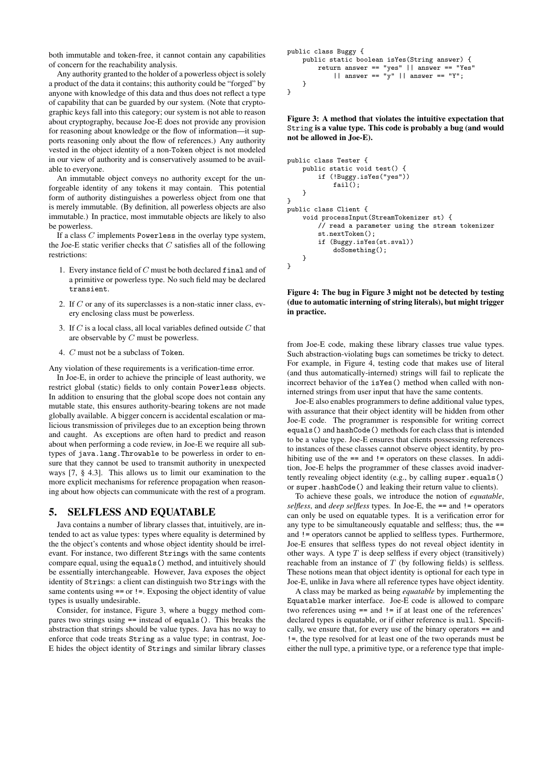both immutable and token-free, it cannot contain any capabilities of concern for the reachability analysis.

Any authority granted to the holder of a powerless object is solely a product of the data it contains; this authority could be "forged" by anyone with knowledge of this data and thus does not reflect a type of capability that can be guarded by our system. (Note that cryptographic keys fall into this category; our system is not able to reason about cryptography, because Joe-E does not provide any provision for reasoning about knowledge or the flow of information—it supports reasoning only about the flow of references.) Any authority vested in the object identity of a non-Token object is not modeled in our view of authority and is conservatively assumed to be available to everyone.

An immutable object conveys no authority except for the unforgeable identity of any tokens it may contain. This potential form of authority distinguishes a powerless object from one that is merely immutable. (By definition, all powerless objects are also immutable.) In practice, most immutable objects are likely to also be powerless.

If a class $C$ implements Powerless in the overlay type system, the Joe-E static verifier checks that $C$ satisfies all of the following restrictions:

1. Every instance field of $C$ must be both declared final and of a primitive or powerless type. No such field may be declared transient.
2. If $C$ or any of its superclasses is a non-static inner class, every enclosing class must be powerless.
3. If $C$ is a local class, all local variables defined outside $C$ that are observable by $C$ must be powerless.
4. $C$ must not be a subclass of Token.

Any violation of these requirements is a verification-time error.

In Joe-E, in order to achieve the principle of least authority, we restrict global (static) fields to only contain Powerless objects. In addition to ensuring that the global scope does not contain any mutable state, this ensures authority-bearing tokens are not made globally available. A bigger concern is accidental escalation or malicious transmission of privileges due to an exception being thrown and caught. As exceptions are often hard to predict and reason about when performing a code review, in Joe-E we require all subtypes of java.lang.Throwable to be powerless in order to ensure that they cannot be used to transmit authority in unexpected ways [7, § 4.3]. This allows us to limit our examination to the more explicit mechanisms for reference propagation when reasoning about how objects can communicate with the rest of a program.

## 5. SELFLESS AND EQUATABLE

Java contains a number of library classes that, intuitively, are intended to act as value types: types where equality is determined by the the object's contents and whose object identity should be irrelevant. For instance, two different Strings with the same contents compare equal, using the equals() method, and intuitively should be essentially interchangeable. However, Java exposes the object identity of Strings: a client can distinguish two Strings with the same contents using == or !=. Exposing the object identity of value types is usually undesirable.

Consider, for instance, Figure 3, where a buggy method compares two strings using == instead of equals(). This breaks the abstraction that strings should be value types. Java has no way to enforce that code treats String as a value type; in contrast, Joe-E hides the object identity of Strings and similar library classes from Joe-E code, making these library classes true value types. Such abstraction-violating bugs can sometimes be tricky to detect. For example, in Figure 4, testing code that makes use of literal (and thus automatically-interned) strings will fail to replicate the incorrect behavior of the isYes() method when called with non-interned strings from user input that have the same contents.

```
public class Buggy {
    public static boolean isYes(String answer) {
        return answer == "yes" || answer == "Yes"
            || answer == "y" || answer == "Y";
    }
}
```

**Figure 3: A method that violates the intuitive expectation that String is a value type. This code is probably a bug (and would not be allowed in Joe-E).**

```
public class Tester {
    public static void test() {
        if (!Buggy.isYes("yes"))
            fail();
    }
}
public class Client {
    void processInput(StreamTokenizer st) {
        // read a parameter using the stream tokenizer
        st.nextToken();
        if (Buggy.isYes(st.sval))
            doSomething();
    }
}
```

**Figure 4: The bug in Figure 3 might not be detected by testing (due to automatic interning of string literals), but might trigger in practice.**

Joe-E also enables programmers to define additional value types, with assurance that their object identity will be hidden from other Joe-E code. The programmer is responsible for writing correct equals() and hashCode() methods for each class that is intended to be a value type. Joe-E ensures that clients possessing references to instances of these classes cannot observe object identity, by prohibiting use of the == and != operators on these classes. In addition, Joe-E helps the programmer of these classes avoid inadvertently revealing object identity (e.g., by calling super.equals() or super.hashCode() and leaking their return value to clients).

To achieve these goals, we introduce the notion of *equatable*, *selfless*, and *deep selfless* types. In Joe-E, the == and != operators can only be used on equatable types. It is a verification error for any type to be simultaneously equatable and selfless; thus, the == and != operators cannot be applied to selfless types. Furthermore, Joe-E ensures that selfless types do not reveal object identity in other ways. A type $T$ is deep selfless if every object (transitively) reachable from an instance of $T$ (by following fields) is selfless. These notions mean that object identity is optional for each type in Joe-E, unlike in Java where all reference types have object identity.

A class may be marked as being *equatable* by implementing the Equatable marker interface. Joe-E code is allowed to compare two references using == and != if at least one of the references' declared types is equatable, or if either reference is null. Specifically, we ensure that, for every use of the binary operators == and !=, the type resolved for at least one of the two operands must be either the null type, a primitive type, or a reference type that imple-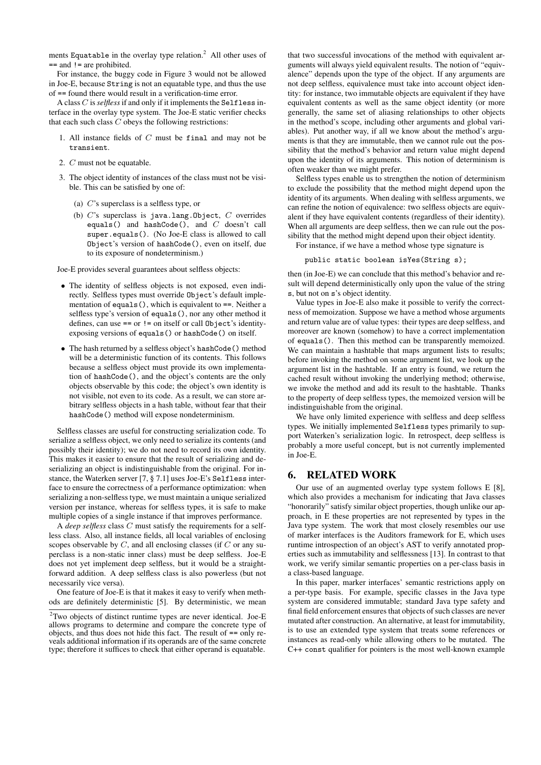ments `Equatable` in the overlay type relation.[2] All other uses of `==` and `!=` are prohibited.

For instance, the buggy code in Figure 3 would not be allowed in Joe-E, because `String` is not an equatable type, and thus the use of `==` found there would result in a verification-time error.

A class $C$ is *selfless* if and only if it implements the `Selfless` interface in the overlay type system. The Joe-E static verifier checks that each such class $C$ obeys the following restrictions:

1. All instance fields of $C$ must be `final` and may not be `transient`.
2. $C$ must not be equatable.
3. The object identity of instances of the class must not be visible. This can be satisfied by one of:
   (a) $C$'s superclass is a selfless type, or
   (b) $C$'s superclass is `java.lang.Object`, $C$ overrides `equals()` and `hashCode()`, and $C$ doesn't call `super.equals()`. (No Joe-E class is allowed to call `Object`'s version of `hashCode()`, even on itself, due to its exposure of nondeterminism.)

Joe-E provides several guarantees about selfless objects:

- The identity of selfless objects is not exposed, even indirectly. Selfless types must override `Object`'s default implementation of `equals()`, which is equivalent to `==`. Neither a selfless type's version of `equals()`, nor any other method it defines, can use `==` or `!=` on itself or call `Object`'s identity-exposing versions of `equals()` or `hashCode()` on itself.
- The hash returned by a selfless object's `hashCode()` method will be a deterministic function of its contents. This follows because a selfless object must provide its own implementation of `hashCode()`, and the object's contents are the only objects observable by this code; the object's own identity is not visible, not even to its code. As a result, we can store arbitrary selfless objects in a hash table, without fear that their `hashCode()` method will expose nondeterminism.

Selfless classes are useful for constructing serialization code. To serialize a selfless object, we only need to serialize its contents (and possibly their identity); we do not need to record its own identity. This makes it easier to ensure that the result of serializing and deserializing an object is indistinguishable from the original. For instance, the Waterken server [7, § 7.1] uses Joe-E's `Selfless` interface to ensure the correctness of a performance optimization: when serializing a non-selfless type, we must maintain a unique serialized version per instance, whereas for selfless types, it is safe to make multiple copies of a single instance if that improves performance.

A *deep selfless* class $C$ must satisfy the requirements for a selfless class. Also, all instance fields, all local variables of enclosing scopes observable by $C$, and all enclosing classes (if $C$ or any superclass is a non-static inner class) must be deep selfless. Joe-E does not yet implement deep selfless, but it would be a straightforward addition. A deep selfless class is also powerless (but not necessarily vice versa).

One feature of Joe-E is that it makes it easy to verify when methods are definitely deterministic [5]. By deterministic, we mean that two successful invocations of the method with equivalent arguments will always yield equivalent results. The notion of "equivalence" depends upon the type of the object. If any arguments are not deep selfless, equivalence must take into account object identity: for instance, two immutable objects are equivalent if they have equivalent contents as well as the same object identity (or more generally, the same set of aliasing relationships to other objects in the method's scope, including other arguments and global variables). Put another way, if all we know about the method's arguments is that they are immutable, then we cannot rule out the possibility that the method's behavior and return value might depend upon the identity of its arguments. This notion of determinism is often weaker than we might prefer.

Selfless types enable us to strengthen the notion of determinism to exclude the possibility that the method might depend upon the identity of its arguments. When dealing with selfless arguments, we can refine the notion of equivalence: two selfless objects are equivalent if they have equivalent contents (regardless of their identity). When all arguments are deep selfless, then we can rule out the possibility that the method might depend upon their object identity.

For instance, if we have a method whose type signature is

```
public static boolean isYes(String s);
```

then (in Joe-E) we can conclude that this method's behavior and result will depend deterministically only upon the value of the string `s`, but not on `s`'s object identity.

Value types in Joe-E also make it possible to verify the correctness of memoization. Suppose we have a method whose arguments and return value are of value types: their types are deep selfless, and moreover are known (somehow) to have a correct implementation of `equals()`. Then this method can be transparently memoized. We can maintain a hashtable that maps argument lists to results; before invoking the method on some argument list, we look up the argument list in the hashtable. If an entry is found, we return the cached result without invoking the underlying method; otherwise, we invoke the method and add its result to the hashtable. Thanks to the property of deep selfless types, the memoized version will be indistinguishable from the original.

We have only limited experience with selfless and deep selfless types. We initially implemented `Selfless` types primarily to support Waterken's serialization logic. In retrospect, deep selfless is probably a more useful concept, but is not currently implemented in Joe-E.

## 6. RELATED WORK

Our use of an augmented overlay type system follows E [8], which also provides a mechanism for indicating that Java classes "honorarily" satisfy similar object properties, though unlike our approach, in E these properties are not represented by types in the Java type system. The work that most closely resembles our use of marker interfaces is the Auditors framework for E, which uses runtime introspection of an object's AST to verify annotated properties such as immutability and selflessness [13]. In contrast to that work, we verify similar semantic properties on a per-class basis in a class-based language.

In this paper, marker interfaces' semantic restrictions apply on a per-type basis. For example, specific classes in the Java type system are considered immutable; standard Java type safety and final field enforcement ensures that objects of such classes are never mutated after construction. An alternative, at least for immutability, is to use an extended type system that treats some references or instances as read-only while allowing others to be mutated. The C++ `const` qualifier for pointers is the most well-known example

[2] Two objects of distinct runtime types are never identical. Joe-E allows programs to determine and compare the concrete type of objects, and thus does not hide this fact. The result of `==` only reveals additional information if its operands are of the same concrete type; therefore it suffices to check that either operand is equatable.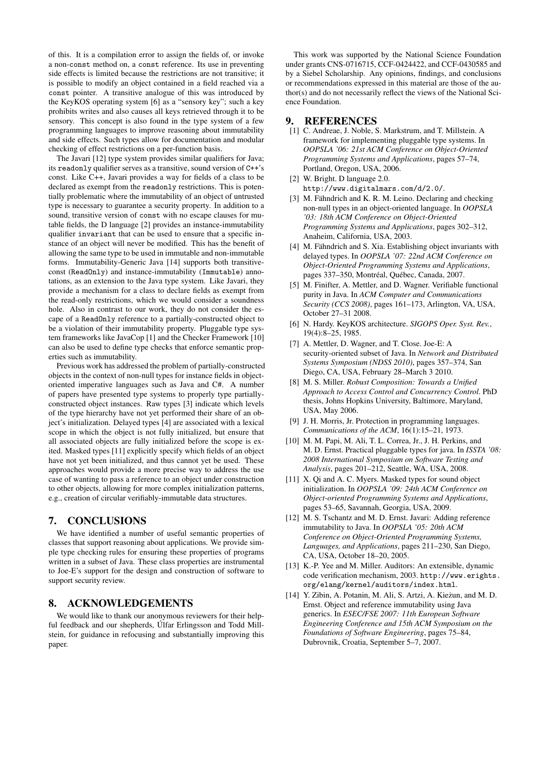of this. It is a compilation error to assign the fields of, or invoke a non-`const` method on, a `const` reference. Its use in preventing side effects is limited because the restrictions are not transitive; it is possible to modify an object contained in a field reached via a `const` pointer. A transitive analogue of this was introduced by the KeyKOS operating system [6] as a "sensory key"; such a key prohibits writes and also causes all keys retrieved through it to be sensory. This concept is also found in the type system of a few programming languages to improve reasoning about immutability and side effects. Such types allow for documentation and modular checking of effect restrictions on a per-function basis.

The Javari [12] type system provides similar qualifiers for Java; its `readonly` qualifier serves as a transitive, sound version of `C++`'s const. Like C++, Javari provides a way for fields of a class to be declared as exempt from the `readonly` restrictions. This is potentially problematic where the immutability of an object of untrusted type is necessary to guarantee a security property. In addition to a sound, transitive version of `const` with no escape clauses for mutable fields, the D language [2] provides an instance-immutability qualifier `invariant` that can be used to ensure that a specific instance of an object will never be modified. This has the benefit of allowing the same type to be used in immutable and non-immutable forms. Immutability-Generic Java [14] supports both transitive-const (`ReadOnly`) and instance-immutability (`Immutable`) annotations, as an extension to the Java type system. Like Javari, they provide a mechanism for a class to declare fields as exempt from the read-only restrictions, which we would consider a soundness hole. Also in contrast to our work, they do not consider the escape of a `ReadOnly` reference to a partially-constructed object to be a violation of their immutability property. Pluggable type system frameworks like JavaCop [1] and the Checker Framework [10] can also be used to define type checks that enforce semantic properties such as immutability.

Previous work has addressed the problem of partially-constructed objects in the context of non-null types for instance fields in object-oriented imperative languages such as Java and C#. A number of papers have presented type systems to properly type partially-constructed object instances. Raw types [3] indicate which levels of the type hierarchy have not yet performed their share of an object's initialization. Delayed types [4] are associated with a lexical scope in which the object is not fully initialized, but ensure that all associated objects are fully initialized before the scope is exited. Masked types [11] explicitly specify which fields of an object have not yet been initialized, and thus cannot yet be used. These approaches would provide a more precise way to address the use case of wanting to pass a reference to an object under construction to other objects, allowing for more complex initialization patterns, e.g., creation of circular verifiably-immutable data structures.

## 7. CONCLUSIONS

We have identified a number of useful semantic properties of classes that support reasoning about applications. We provide simple type checking rules for ensuring these properties of programs written in a subset of Java. These class properties are instrumental to Joe-E's support for the design and construction of software to support security review.

## 8. ACKNOWLEDGEMENTS

We would like to thank our anonymous reviewers for their helpful feedback and our shepherds, Úlfar Erlingsson and Todd Millstein, for guidance in refocusing and substantially improving this paper.

This work was supported by the National Science Foundation under grants CNS-0716715, CCF-0424422, and CCF-0430585 and by a Siebel Scholarship. Any opinions, findings, and conclusions or recommendations expressed in this material are those of the author(s) and do not necessarily reflect the views of the National Science Foundation.

## 9. REFERENCES

[1] C. Andreae, J. Noble, S. Markstrum, and T. Millstein. A framework for implementing pluggable type systems. In *OOPSLA '06: 21st ACM Conference on Object-Oriented Programming Systems and Applications*, pages 57–74, Portland, Oregon, USA, 2006.

[2] W. Bright. D language 2.0. `http://www.digitalmars.com/d/2.0/`.

[3] M. Fähndrich and K. R. M. Leino. Declaring and checking non-null types in an object-oriented language. In *OOPSLA '03: 18th ACM Conference on Object-Oriented Programming Systems and Applications*, pages 302–312, Anaheim, California, USA, 2003.

[4] M. Fähndrich and S. Xia. Establishing object invariants with delayed types. In *OOPSLA '07: 22nd ACM Conference on Object-Oriented Programming Systems and Applications*, pages 337–350, Montréal, Québec, Canada, 2007.

[5] M. Finifter, A. Mettler, and D. Wagner. Verifiable functional purity in Java. In *ACM Computer and Communications Security (CCS 2008)*, pages 161–173, Arlington, VA, USA, October 27–31 2008.

[6] N. Hardy. KeyKOS architecture. *SIGOPS Oper. Syst. Rev.*, 19(4):8–25, 1985.

[7] A. Mettler, D. Wagner, and T. Close. Joe-E: A security-oriented subset of Java. In *Network and Distributed Systems Symposium (NDSS 2010)*, pages 357–374, San Diego, CA, USA, February 28–March 3 2010.

[8] M. S. Miller. *Robust Composition: Towards a Unified Approach to Access Control and Concurrency Control*. PhD thesis, Johns Hopkins University, Baltimore, Maryland, USA, May 2006.

[9] J. H. Morris, Jr. Protection in programming languages. *Communications of the ACM*, 16(1):15–21, 1973.

[10] M. M. Papi, M. Ali, T. L. Correa, Jr., J. H. Perkins, and M. D. Ernst. Practical pluggable types for java. In *ISSTA '08: 2008 International Symposium on Software Testing and Analysis*, pages 201–212, Seattle, WA, USA, 2008.

[11] X. Qi and A. C. Myers. Masked types for sound object initialization. In *OOPSLA '09: 24th ACM Conference on Object-Oriented Programming Systems and Applications*, pages 53–65, Savannah, Georgia, USA, 2009.

[12] M. S. Tschantz and M. D. Ernst. Javari: Adding reference immutability to Java. In *OOPSLA '05: 20th ACM Conference on Object-Oriented Programming Systems, Languages, and Applications*, pages 211–230, San Diego, CA, USA, October 18–20, 2005.

[13] K.-P. Yee and M. Miller. Auditors: An extensible, dynamic code verification mechanism, 2003. `http://www.erights.org/elang/kernel/auditors/index.html`.

[14] Y. Zibin, A. Potanin, M. Ali, S. Artzi, A. Kieżun, and M. D. Ernst. Object and reference immutability using Java generics. In *ESEC/FSE 2007: 11th European Software Engineering Conference and 15th ACM Symposium on the Foundations of Software Engineering*, pages 75–84, Dubrovnik, Croatia, September 5–7, 2007.